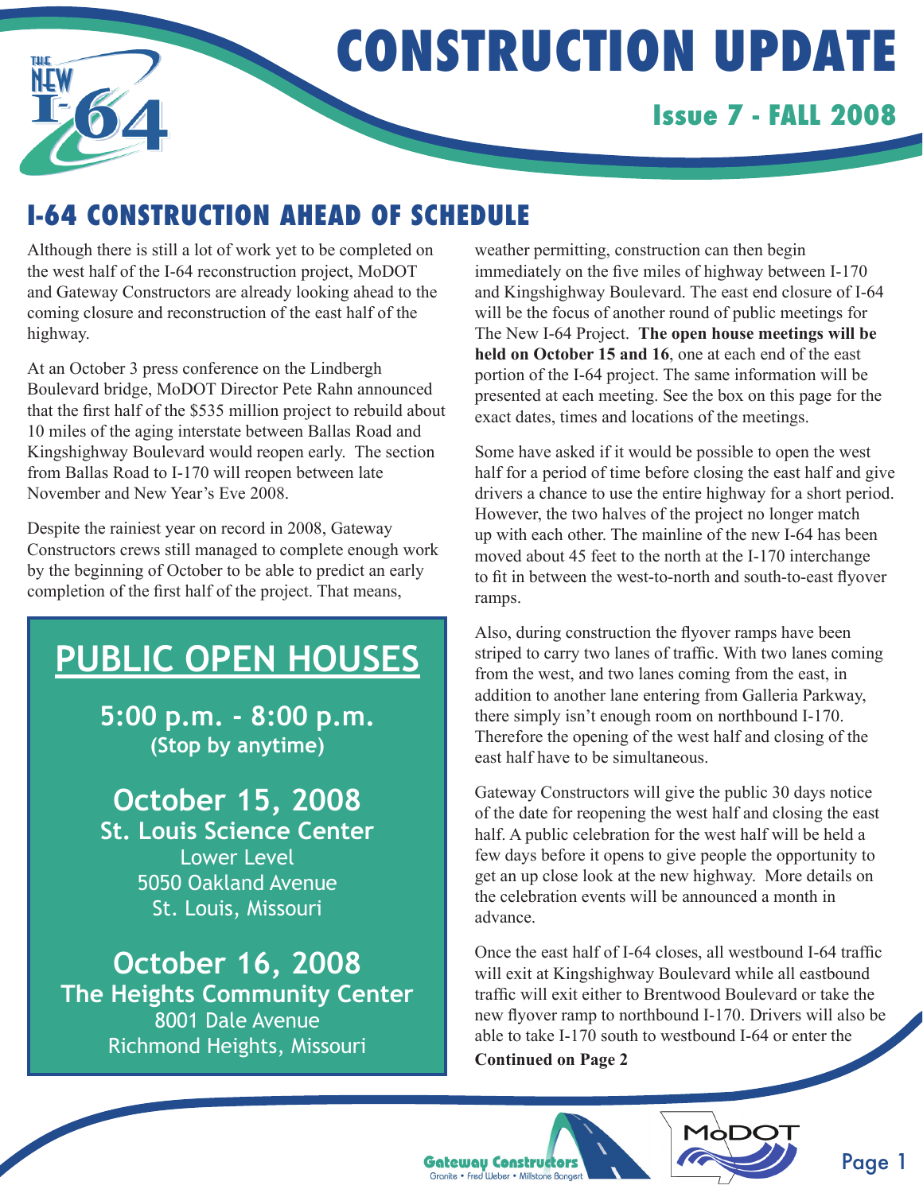# CONSTRUCTION UPDATE

### Issue 7 - FALL 2008

## I-64 CONSTRUCTION AHEAD OF SCHEDULE

Although there is still a lot of work yet to be completed on the west half of the I-64 reconstruction project, MoDOT and Gateway Constructors are already looking ahead to the coming closure and reconstruction of the east half of the highway.

At an October 3 press conference on the Lindbergh Boulevard bridge, MoDOT Director Pete Rahn announced that the first half of the $535 million project to rebuild about 10 miles of the aging interstate between Ballas Road and Kingshighway Boulevard would reopen early. The section from Ballas Road to I-170 will reopen between late November and New Year's Eve 2008.

Despite the rainiest year on record in 2008, Gateway Constructors crews still managed to complete enough work by the beginning of October to be able to predict an early completion of the first half of the project. That means, weather permitting, construction can then begin immediately on the five miles of highway between I-170 and Kingshighway Boulevard. The east end closure of I-64 will be the focus of another round of public meetings for The New I-64 Project. **The open house meetings will be held on October 15 and 16**, one at each end of the east portion of the I-64 project. The same information will be presented at each meeting. See the box on this page for the exact dates, times and locations of the meetings.

Some have asked if it would be possible to open the west half for a period of time before closing the east half and give drivers a chance to use the entire highway for a short period. However, the two halves of the project no longer match up with each other. The mainline of the new I-64 has been moved about 45 feet to the north at the I-170 interchange to fit in between the west-to-north and south-to-east flyover ramps.

Also, during construction the flyover ramps have been striped to carry two lanes of traffic. With two lanes coming from the west, and two lanes coming from the east, in addition to another lane entering from Galleria Parkway, there simply isn't enough room on northbound I-170. Therefore the opening of the west half and closing of the east half have to be simultaneous.

Gateway Constructors will give the public 30 days notice of the date for reopening the west half and closing the east half. A public celebration for the west half will be held a few days before it opens to give people the opportunity to get an up close look at the new highway. More details on the celebration events will be announced a month in advance.

Once the east half of I-64 closes, all westbound I-64 traffic will exit at Kingshighway Boulevard while all eastbound traffic will exit either to Brentwood Boulevard or take the new flyover ramp to northbound I-170. Drivers will also be able to take I-170 south to westbound I-64 or enter the

**Continued on Page 2**

---

## PUBLIC OPEN HOUSES

**5:00 p.m. - 8:00 p.m.**
**(Stop by anytime)**

**October 15, 2008**
**St. Louis Science Center**
Lower Level
5050 Oakland Avenue
St. Louis, Missouri

**October 16, 2008**
**The Heights Community Center**
8001 Dale Avenue
Richmond Heights, Missouri

---

Gateway Constructors — Granite • Fred Weber • Millstone Bangert

MoDOT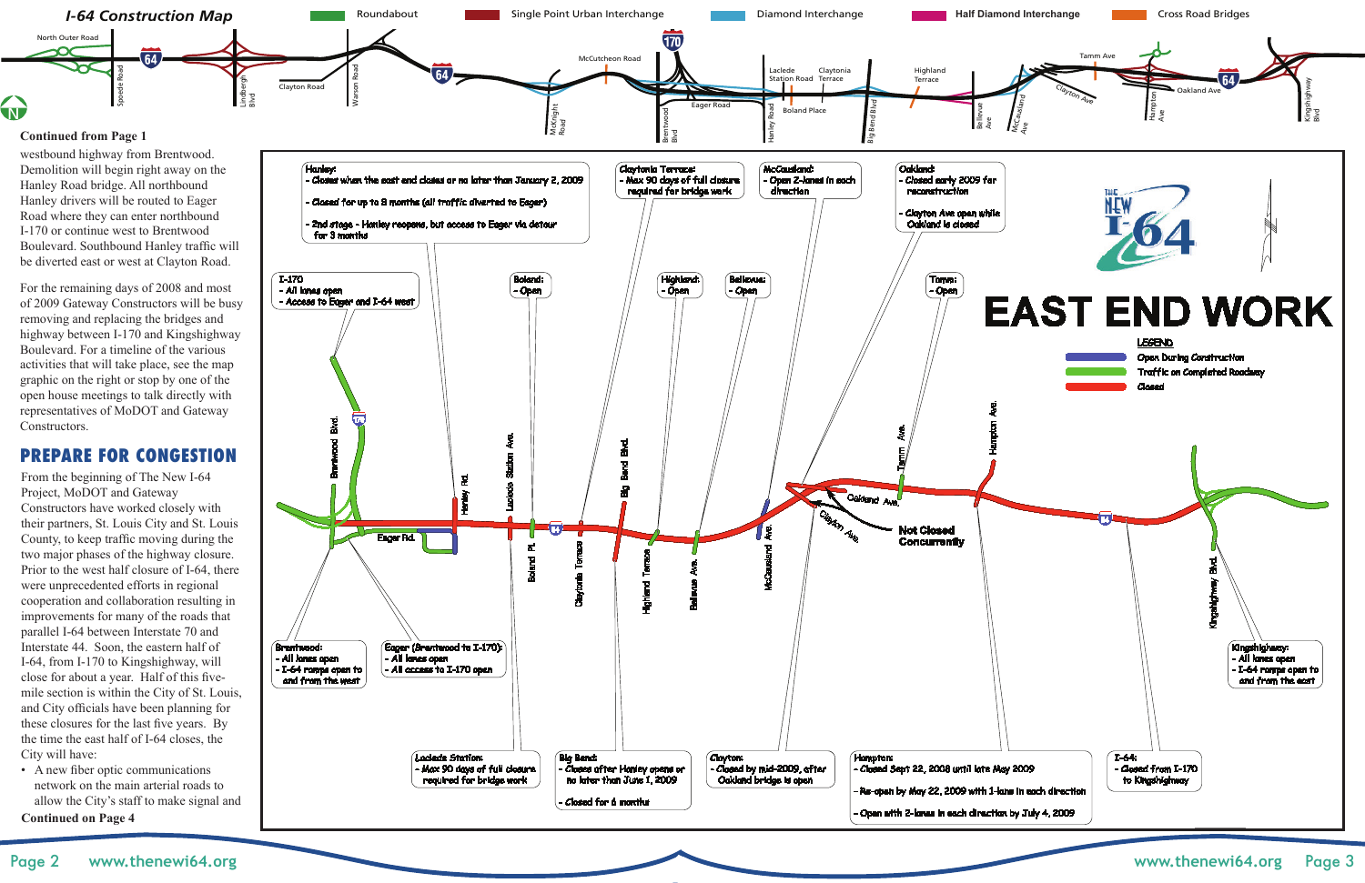# I-64 Construction Map

Roundabout | Single Point Urban Interchange | Diamond Interchange | Half Diamond Interchange | Cross Road Bridges

**Continued from Page 1**

westbound highway from Brentwood. Demolition will begin right away on the Hanley Road bridge. All northbound Hanley drivers will be routed to Eager Road where they can enter northbound I-170 or continue west to Brentwood Boulevard. Southbound Hanley traffic will be diverted east or west at Clayton Road.

For the remaining days of 2008 and most of 2009 Gateway Constructors will be busy removing and replacing the bridges and highway between I-170 and Kingshighway Boulevard. For a timeline of the various activities that will take place, see the map graphic on the right or stop by one of the open house meetings to talk directly with representatives of MoDOT and Gateway Constructors.

## PREPARE FOR CONGESTION

From the beginning of The New I-64 Project, MoDOT and Gateway Constructors have worked closely with their partners, St. Louis City and St. Louis County, to keep traffic moving during the two major phases of the highway closure. Prior to the west half closure of I-64, there were unprecedented efforts in regional cooperation and collaboration resulting in improvements for many of the roads that parallel I-64 between Interstate 70 and Interstate 44. Soon, the eastern half of I-64, from I-170 to Kingshighway, will close for about a year. Half of this five-mile section is within the City of St. Louis, and City officials have been planning for these closures for the last five years. By the time the east half of I-64 closes, the City will have:

- A new fiber optic communications network on the main arterial roads to allow the City's staff to make signal and

**Continued on Page 4**

# EAST END WORK

**LEGEND**
- Open During Construction
- Traffic on Completed Roadway
- Closed

**Hanley:**
- Closes when the east end closes or no later than January 2, 2009
- Closed for up to 8 months (all traffic diverted to Eager)
- 2nd stage - Hanley reopens, but access to Eager via detour for 3 months

**Claytonia Terrace:**
- Max 90 days of full closure required for bridge work

**McCausland:**
- Open 2-lanes in each direction

**Oakland:**
- Closed early 2009 for reconstruction
- Clayton Ave open while Oakland is closed

**I-170**
- All lanes open
- Access to Eager and I-64 west

**Boland:**
- Open

**Highland:**
- Open

**Bellevue:**
- Open

**Tamm:**
- Open

Not Closed Concurrently

**Brentwood:**
- All lanes open
- I-64 ramps open to and from the west

**Eager (Brentwood to I-170):**
- All lanes open
- All access to I-170 open

**Kingshighway:**
- All lanes open
- I-64 ramps open to and from the east

**Laclede Station:**
- Max 90 days of full closure required for bridge work

**Big Bend:**
- Closes after Hanley opens or no later than June 1, 2009
- Closed for 6 months

**Clayton:**
- Closed by mid-2009, after Oakland bridge is open

**Hampton:**
- Closed Sept 22, 2008 until late May 2009
- Re-open by May 22, 2009 with 1-lane in each direction
- Open with 2-lanes in each direction by July 4, 2009

**I-64:**
- Closed from I-170 to Kingshighway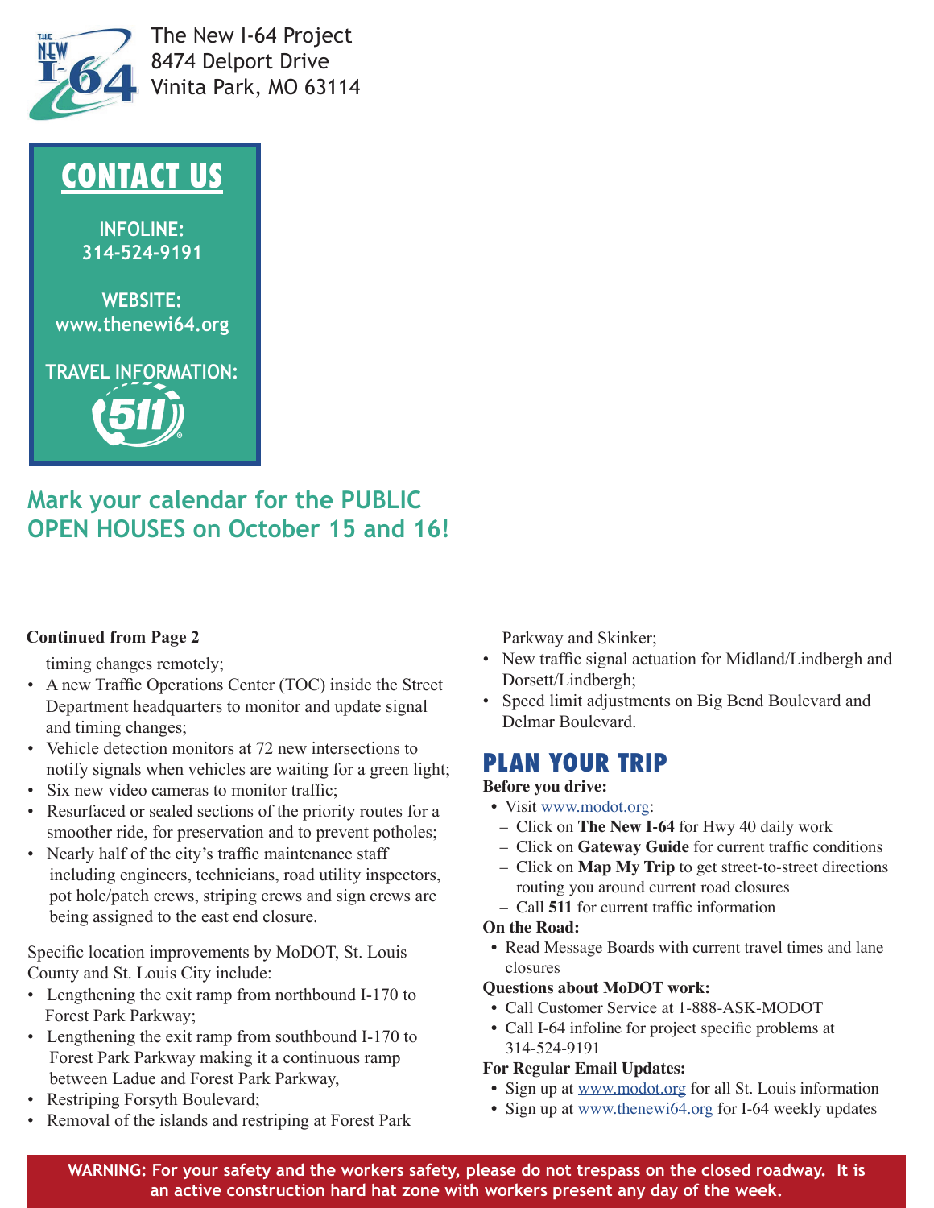The New I-64 Project
8474 Delport Drive
Vinita Park, MO 63114

## CONTACT US

**INFOLINE:**
**314-524-9191**

**WEBSITE:**
**www.thenewi64.org**

**TRAVEL INFORMATION:**
511

## Mark your calendar for the PUBLIC OPEN HOUSES on October 15 and 16!

**Continued from Page 2**

timing changes remotely;

- A new Traffic Operations Center (TOC) inside the Street Department headquarters to monitor and update signal and timing changes;
- Vehicle detection monitors at 72 new intersections to notify signals when vehicles are waiting for a green light;
- Six new video cameras to monitor traffic;
- Resurfaced or sealed sections of the priority routes for a smoother ride, for preservation and to prevent potholes;
- Nearly half of the city's traffic maintenance staff including engineers, technicians, road utility inspectors, pot hole/patch crews, striping crews and sign crews are being assigned to the east end closure.

Specific location improvements by MoDOT, St. Louis County and St. Louis City include:

- Lengthening the exit ramp from northbound I-170 to Forest Park Parkway;
- Lengthening the exit ramp from southbound I-170 to Forest Park Parkway making it a continuous ramp between Ladue and Forest Park Parkway,
- Restriping Forsyth Boulevard;
- Removal of the islands and restriping at Forest Park Parkway and Skinker;
- New traffic signal actuation for Midland/Lindbergh and Dorsett/Lindbergh;
- Speed limit adjustments on Big Bend Boulevard and Delmar Boulevard.

## PLAN YOUR TRIP

**Before you drive:**

- Visit www.modot.org:
  - Click on **The New I-64** for Hwy 40 daily work
  - Click on **Gateway Guide** for current traffic conditions
  - Click on **Map My Trip** to get street-to-street directions routing you around current road closures
  - Call **511** for current traffic information

**On the Road:**

- Read Message Boards with current travel times and lane closures

**Questions about MoDOT work:**

- Call Customer Service at 1-888-ASK-MODOT
- Call I-64 infoline for project specific problems at 314-524-9191

**For Regular Email Updates:**

- Sign up at www.modot.org for all St. Louis information
- Sign up at www.thenewi64.org for I-64 weekly updates

**WARNING: For your safety and the workers safety, please do not trespass on the closed roadway. It is an active construction hard hat zone with workers present any day of the week.**